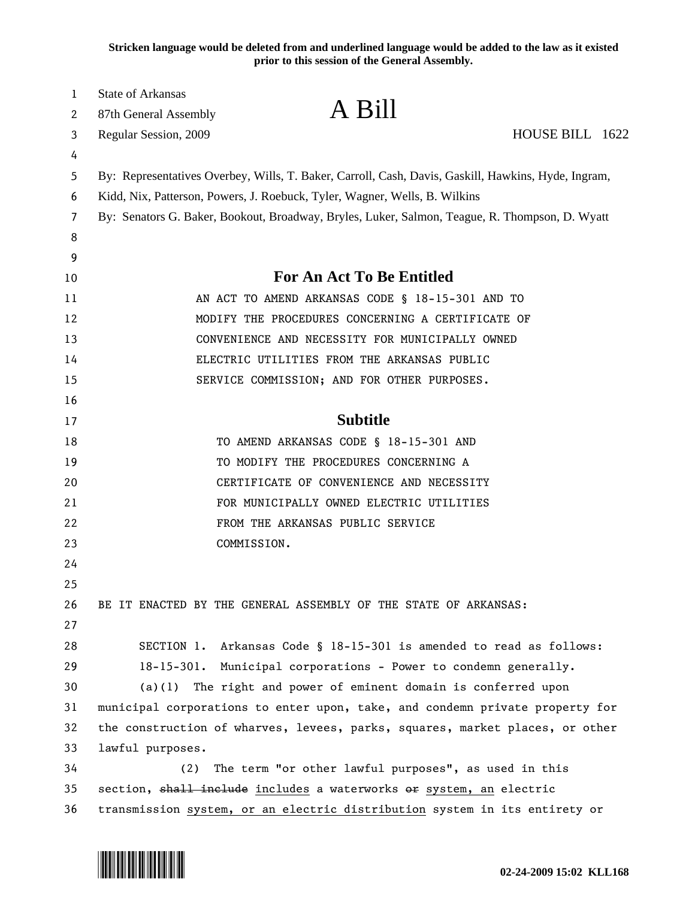**Stricken language would be deleted from and underlined language would be added to the law as it existed prior to this session of the General Assembly.**

State of Arkansas
87th General Assembly
Regular Session, 2009

# A Bill

HOUSE BILL 1622

By: Representatives Overbey, Wills, T. Baker, Carroll, Cash, Davis, Gaskill, Hawkins, Hyde, Ingram, Kidd, Nix, Patterson, Powers, J. Roebuck, Tyler, Wagner, Wells, B. Wilkins

By: Senators G. Baker, Bookout, Broadway, Bryles, Luker, Salmon, Teague, R. Thompson, D. Wyatt

## For An Act To Be Entitled

AN ACT TO AMEND ARKANSAS CODE § 18-15-301 AND TO MODIFY THE PROCEDURES CONCERNING A CERTIFICATE OF CONVENIENCE AND NECESSITY FOR MUNICIPALLY OWNED ELECTRIC UTILITIES FROM THE ARKANSAS PUBLIC SERVICE COMMISSION; AND FOR OTHER PURPOSES.

## Subtitle

TO AMEND ARKANSAS CODE § 18-15-301 AND TO MODIFY THE PROCEDURES CONCERNING A CERTIFICATE OF CONVENIENCE AND NECESSITY FOR MUNICIPALLY OWNED ELECTRIC UTILITIES FROM THE ARKANSAS PUBLIC SERVICE COMMISSION.

BE IT ENACTED BY THE GENERAL ASSEMBLY OF THE STATE OF ARKANSAS:

SECTION 1. Arkansas Code § 18-15-301 is amended to read as follows:

18-15-301. Municipal corporations - Power to condemn generally.

(a)(1) The right and power of eminent domain is conferred upon municipal corporations to enter upon, take, and condemn private property for the construction of wharves, levees, parks, squares, market places, or other lawful purposes.

(2) The term "or other lawful purposes", as used in this section, ~~shall include~~ <u>includes</u> a waterworks ~~or~~ <u>system, an</u> electric transmission <u>system, or an electric distribution</u> system in its entirety or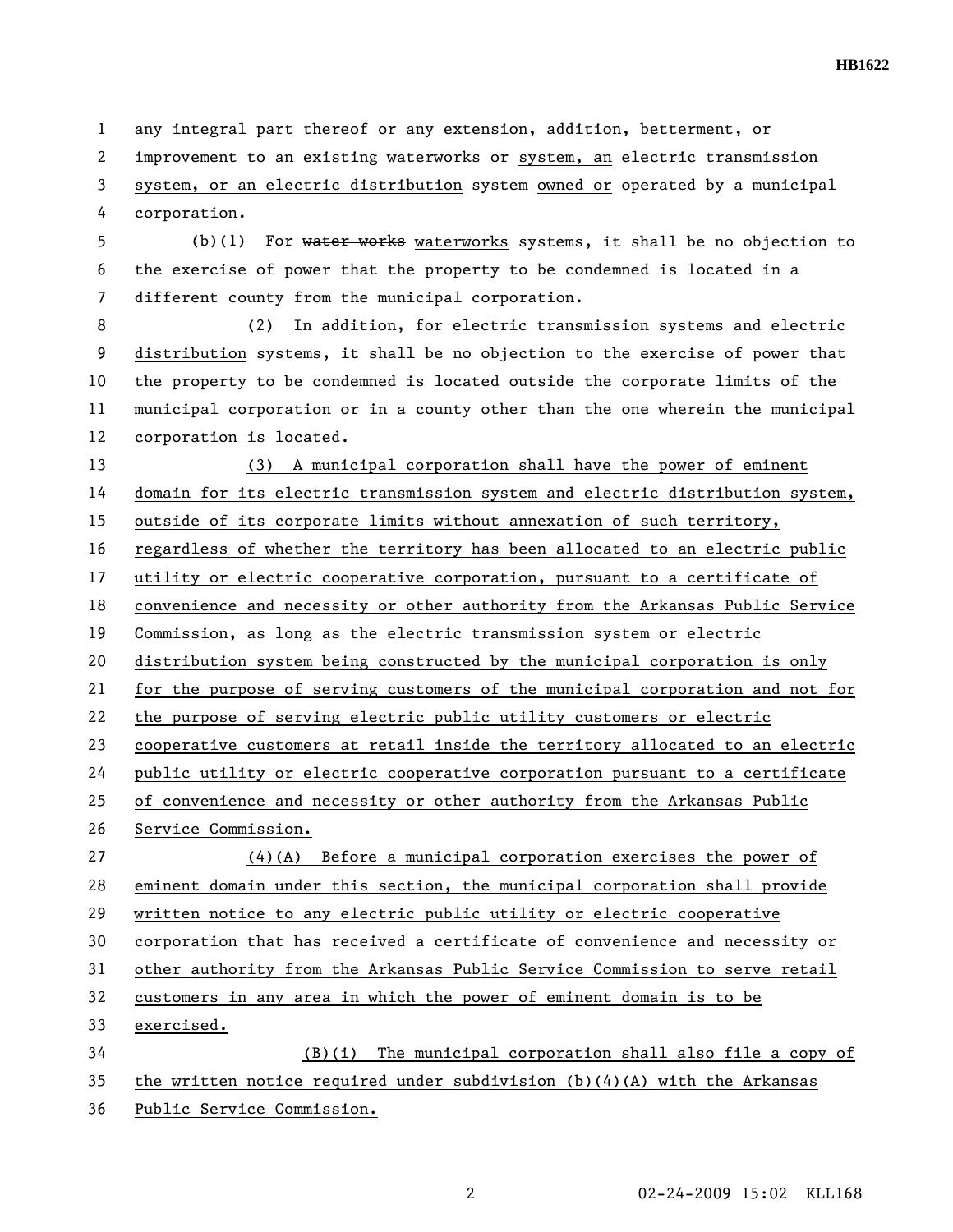any integral part thereof or any extension, addition, betterment, or improvement to an existing waterworks ~~or~~ system, an electric transmission system, or an electric distribution system owned or operated by a municipal corporation.

(b)(1) For ~~water works~~ waterworks systems, it shall be no objection to the exercise of power that the property to be condemned is located in a different county from the municipal corporation.

(2) In addition, for electric transmission systems and electric distribution systems, it shall be no objection to the exercise of power that the property to be condemned is located outside the corporate limits of the municipal corporation or in a county other than the one wherein the municipal corporation is located.

(3) A municipal corporation shall have the power of eminent domain for its electric transmission system and electric distribution system, outside of its corporate limits without annexation of such territory, regardless of whether the territory has been allocated to an electric public utility or electric cooperative corporation, pursuant to a certificate of convenience and necessity or other authority from the Arkansas Public Service Commission, as long as the electric transmission system or electric distribution system being constructed by the municipal corporation is only for the purpose of serving customers of the municipal corporation and not for the purpose of serving electric public utility customers or electric cooperative customers at retail inside the territory allocated to an electric public utility or electric cooperative corporation pursuant to a certificate of convenience and necessity or other authority from the Arkansas Public Service Commission.

(4)(A) Before a municipal corporation exercises the power of eminent domain under this section, the municipal corporation shall provide written notice to any electric public utility or electric cooperative corporation that has received a certificate of convenience and necessity or other authority from the Arkansas Public Service Commission to serve retail customers in any area in which the power of eminent domain is to be exercised.

(B)(i) The municipal corporation shall also file a copy of the written notice required under subdivision (b)(4)(A) with the Arkansas Public Service Commission.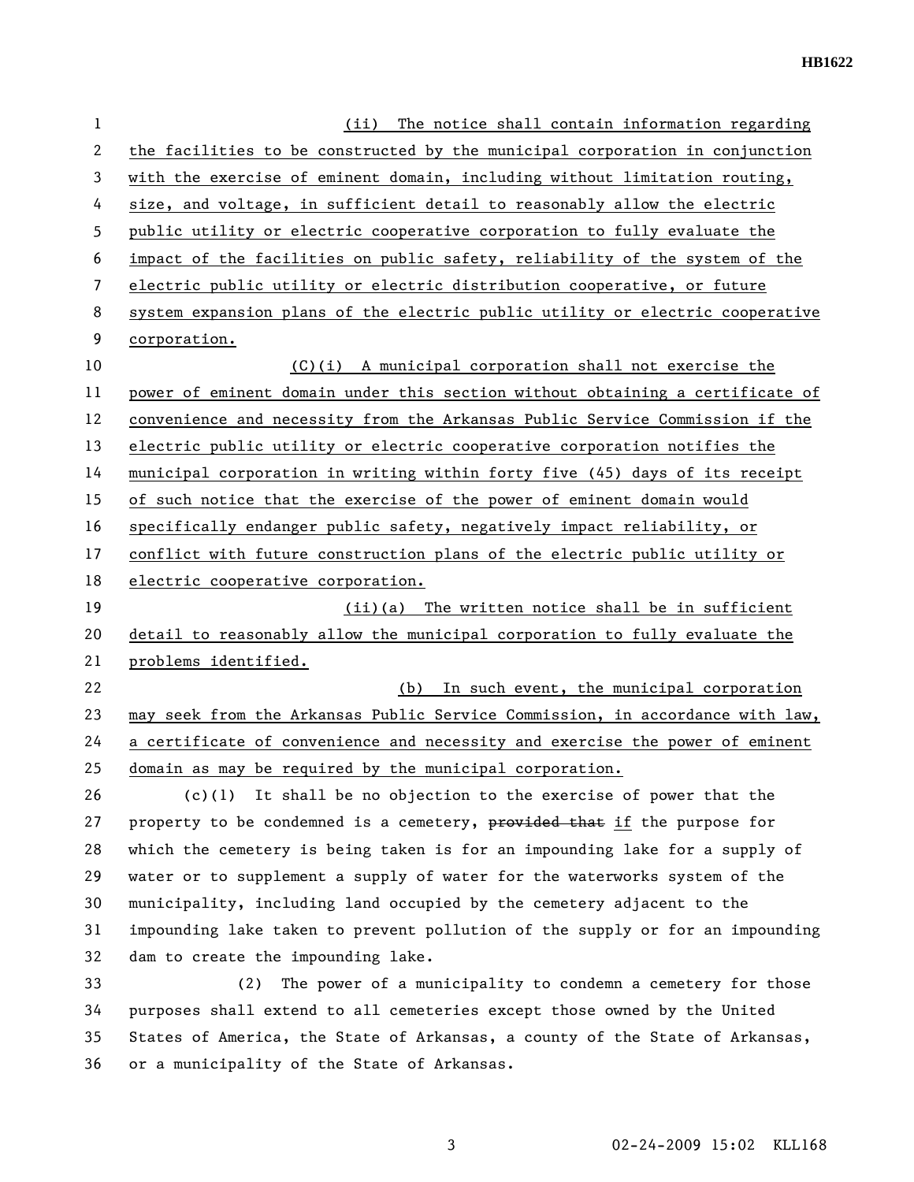(ii) The notice shall contain information regarding the facilities to be constructed by the municipal corporation in conjunction with the exercise of eminent domain, including without limitation routing, size, and voltage, in sufficient detail to reasonably allow the electric public utility or electric cooperative corporation to fully evaluate the impact of the facilities on public safety, reliability of the system of the electric public utility or electric distribution cooperative, or future system expansion plans of the electric public utility or electric cooperative corporation.

(C)(i) A municipal corporation shall not exercise the power of eminent domain under this section without obtaining a certificate of convenience and necessity from the Arkansas Public Service Commission if the electric public utility or electric cooperative corporation notifies the municipal corporation in writing within forty five (45) days of its receipt of such notice that the exercise of the power of eminent domain would specifically endanger public safety, negatively impact reliability, or conflict with future construction plans of the electric public utility or electric cooperative corporation.

(ii)(a) The written notice shall be in sufficient detail to reasonably allow the municipal corporation to fully evaluate the problems identified.

(b) In such event, the municipal corporation may seek from the Arkansas Public Service Commission, in accordance with law, a certificate of convenience and necessity and exercise the power of eminent domain as may be required by the municipal corporation.

(c)(1) It shall be no objection to the exercise of power that the property to be condemned is a cemetery, ~~provided that~~ if the purpose for which the cemetery is being taken is for an impounding lake for a supply of water or to supplement a supply of water for the waterworks system of the municipality, including land occupied by the cemetery adjacent to the impounding lake taken to prevent pollution of the supply or for an impounding dam to create the impounding lake.

(2) The power of a municipality to condemn a cemetery for those purposes shall extend to all cemeteries except those owned by the United States of America, the State of Arkansas, a county of the State of Arkansas, or a municipality of the State of Arkansas.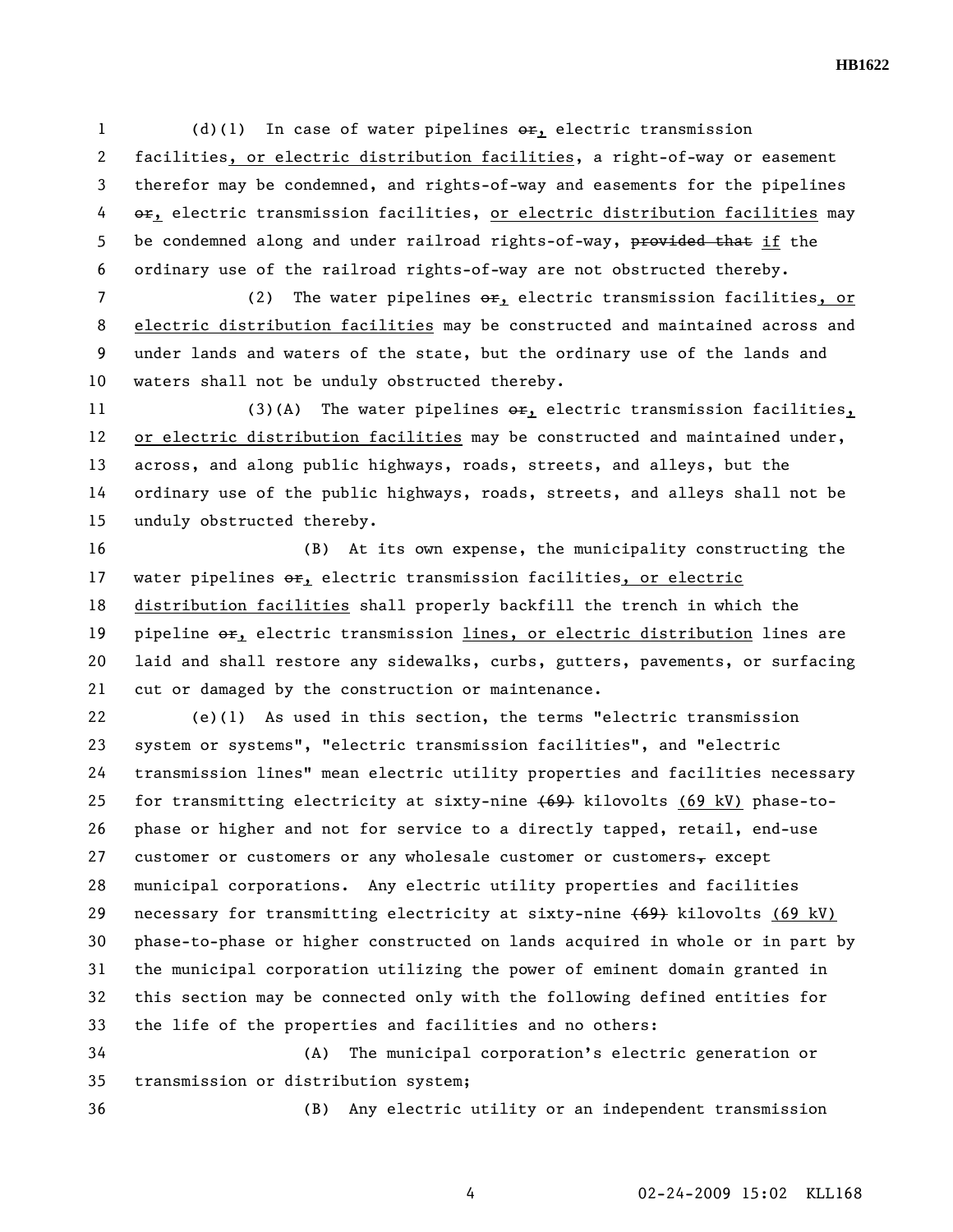(d)(1) In case of water pipelines ~~or~~, electric transmission facilities, or electric distribution facilities, a right-of-way or easement therefor may be condemned, and rights-of-way and easements for the pipelines ~~or~~, electric transmission facilities, or electric distribution facilities may be condemned along and under railroad rights-of-way, ~~provided that~~ if the ordinary use of the railroad rights-of-way are not obstructed thereby.

(2) The water pipelines ~~or~~, electric transmission facilities, or electric distribution facilities may be constructed and maintained across and under lands and waters of the state, but the ordinary use of the lands and waters shall not be unduly obstructed thereby.

(3)(A) The water pipelines ~~or~~, electric transmission facilities, or electric distribution facilities may be constructed and maintained under, across, and along public highways, roads, streets, and alleys, but the ordinary use of the public highways, roads, streets, and alleys shall not be unduly obstructed thereby.

(B) At its own expense, the municipality constructing the water pipelines ~~or~~, electric transmission facilities, or electric distribution facilities shall properly backfill the trench in which the pipeline ~~or~~, electric transmission lines, or electric distribution lines are laid and shall restore any sidewalks, curbs, gutters, pavements, or surfacing cut or damaged by the construction or maintenance.

(e)(1) As used in this section, the terms "electric transmission system or systems", "electric transmission facilities", and "electric transmission lines" mean electric utility properties and facilities necessary for transmitting electricity at sixty-nine ~~(69)~~ kilovolts (69 kV) phase-to-phase or higher and not for service to a directly tapped, retail, end-use customer or customers or any wholesale customer or customers~~,~~ except municipal corporations. Any electric utility properties and facilities necessary for transmitting electricity at sixty-nine ~~(69)~~ kilovolts (69 kV) phase-to-phase or higher constructed on lands acquired in whole or in part by the municipal corporation utilizing the power of eminent domain granted in this section may be connected only with the following defined entities for the life of the properties and facilities and no others:

(A) The municipal corporation's electric generation or transmission or distribution system;

(B) Any electric utility or an independent transmission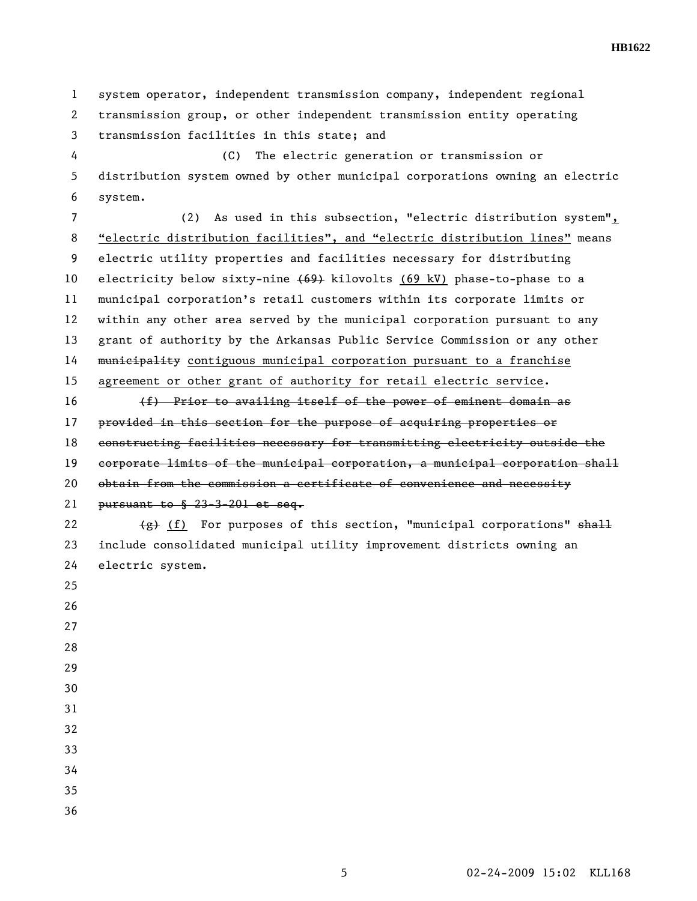system operator, independent transmission company, independent regional transmission group, or other independent transmission entity operating transmission facilities in this state; and

(C) The electric generation or transmission or distribution system owned by other municipal corporations owning an electric system.

(2) As used in this subsection, "electric distribution system", "electric distribution facilities", and "electric distribution lines" means electric utility properties and facilities necessary for distributing electricity below sixty-nine ~~(69)~~ kilovolts (69 kV) phase-to-phase to a municipal corporation's retail customers within its corporate limits or within any other area served by the municipal corporation pursuant to any grant of authority by the Arkansas Public Service Commission or any other ~~municipality~~ contiguous municipal corporation pursuant to a franchise agreement or other grant of authority for retail electric service.

~~(f) Prior to availing itself of the power of eminent domain as provided in this section for the purpose of acquiring properties or constructing facilities necessary for transmitting electricity outside the corporate limits of the municipal corporation, a municipal corporation shall obtain from the commission a certificate of convenience and necessity pursuant to § 23-3-201 et seq.~~

~~(g)~~ (f) For purposes of this section, "municipal corporations" ~~shall~~ include consolidated municipal utility improvement districts owning an electric system.